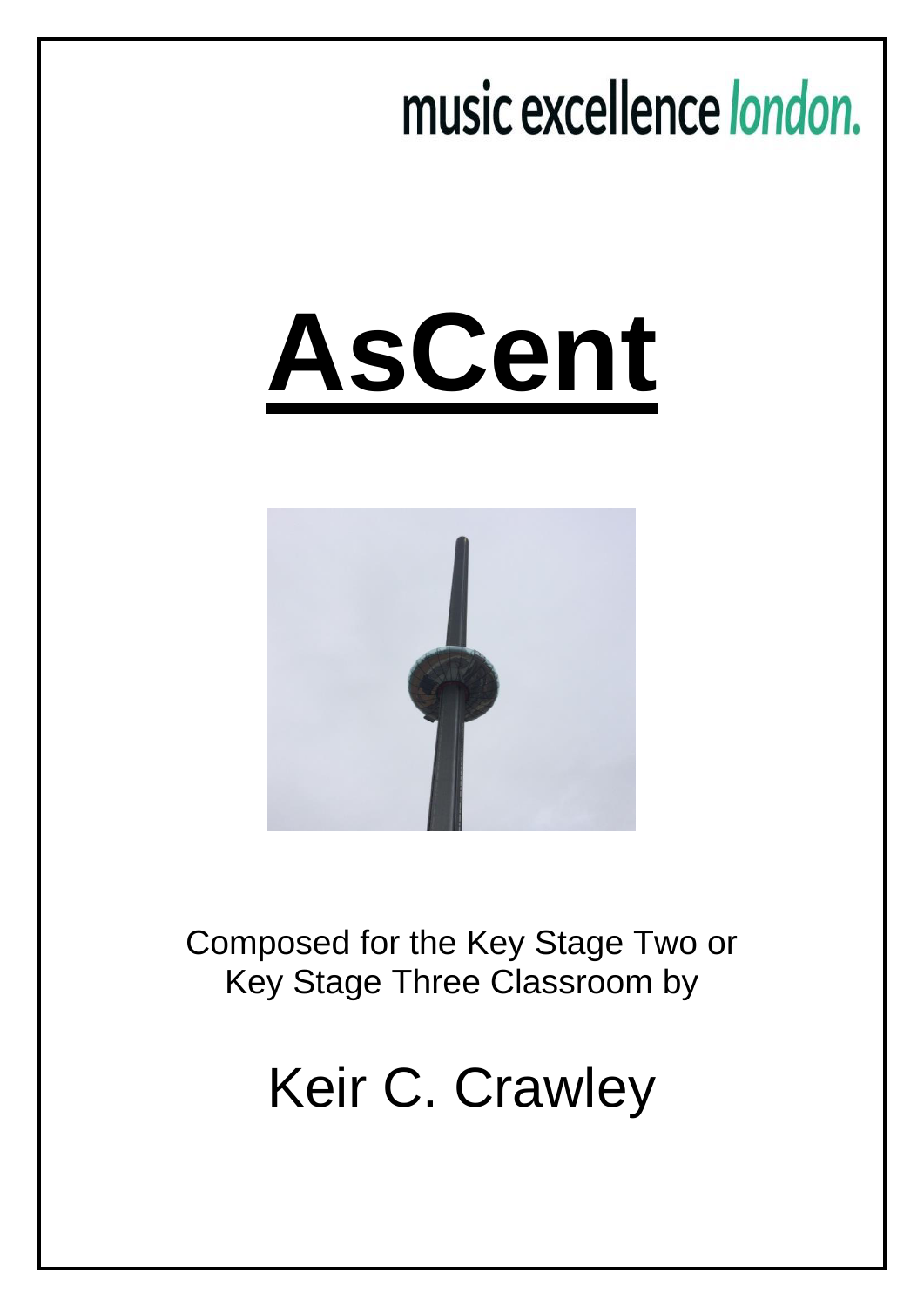music excellence *london.*

# AsCent

Composed for the Key Stage Two or Key Stage Three Classroom by

## Keir C. Crawley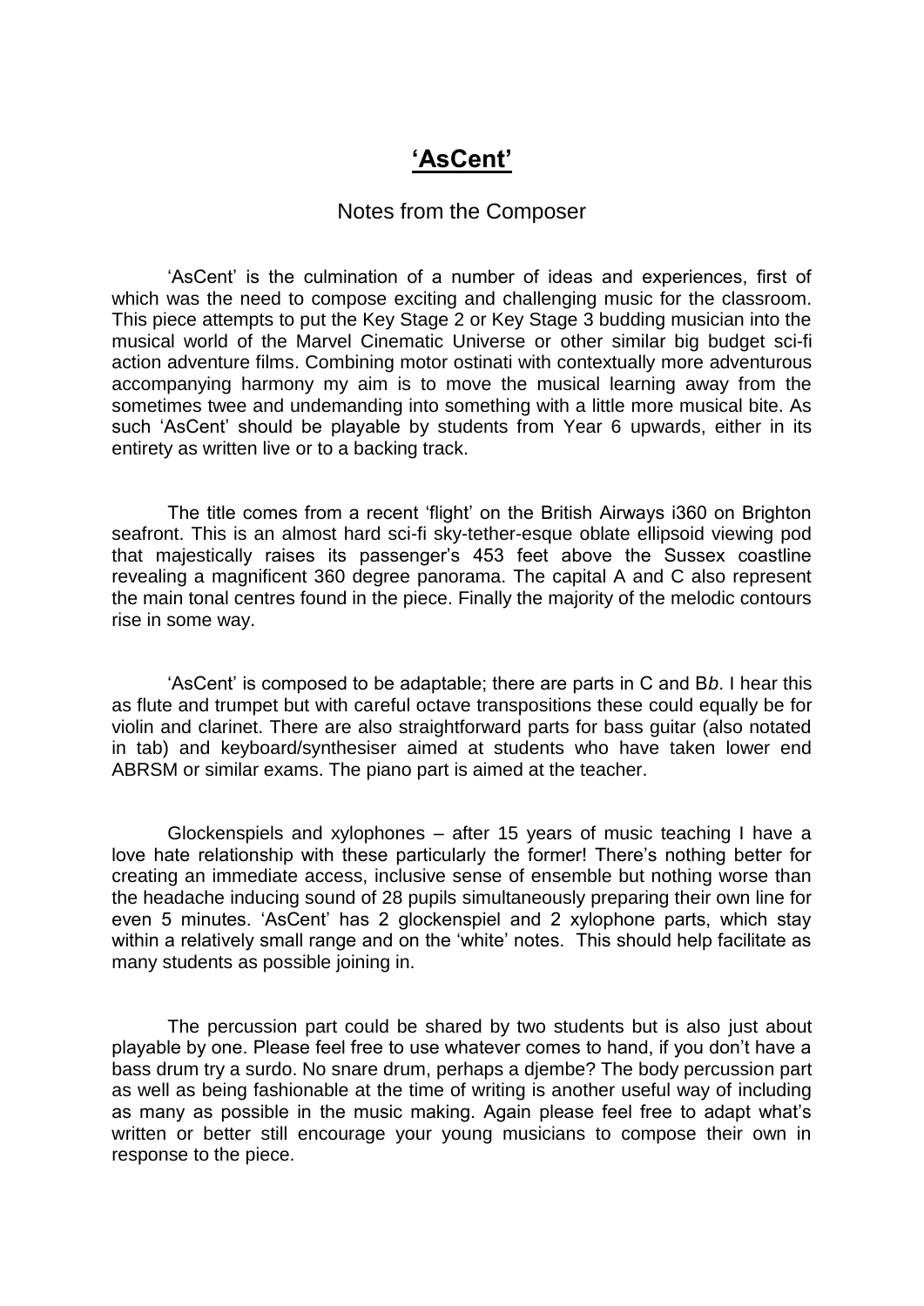# **'AsCent'**

Notes from the Composer

'AsCent' is the culmination of a number of ideas and experiences, first of which was the need to compose exciting and challenging music for the classroom. This piece attempts to put the Key Stage 2 or Key Stage 3 budding musician into the musical world of the Marvel Cinematic Universe or other similar big budget sci-fi action adventure films. Combining motor ostinati with contextually more adventurous accompanying harmony my aim is to move the musical learning away from the sometimes twee and undemanding into something with a little more musical bite. As such 'AsCent' should be playable by students from Year 6 upwards, either in its entirety as written live or to a backing track.

The title comes from a recent 'flight' on the British Airways i360 on Brighton seafront. This is an almost hard sci-fi sky-tether-esque oblate ellipsoid viewing pod that majestically raises its passenger's 453 feet above the Sussex coastline revealing a magnificent 360 degree panorama. The capital A and C also represent the main tonal centres found in the piece. Finally the majority of the melodic contours rise in some way.

'AsCent' is composed to be adaptable; there are parts in C and B*b*. I hear this as flute and trumpet but with careful octave transpositions these could equally be for violin and clarinet. There are also straightforward parts for bass guitar (also notated in tab) and keyboard/synthesiser aimed at students who have taken lower end ABRSM or similar exams. The piano part is aimed at the teacher.

Glockenspiels and xylophones – after 15 years of music teaching I have a love hate relationship with these particularly the former! There's nothing better for creating an immediate access, inclusive sense of ensemble but nothing worse than the headache inducing sound of 28 pupils simultaneously preparing their own line for even 5 minutes. 'AsCent' has 2 glockenspiel and 2 xylophone parts, which stay within a relatively small range and on the 'white' notes. This should help facilitate as many students as possible joining in.

The percussion part could be shared by two students but is also just about playable by one. Please feel free to use whatever comes to hand, if you don't have a bass drum try a surdo. No snare drum, perhaps a djembe? The body percussion part as well as being fashionable at the time of writing is another useful way of including as many as possible in the music making. Again please feel free to adapt what's written or better still encourage your young musicians to compose their own in response to the piece.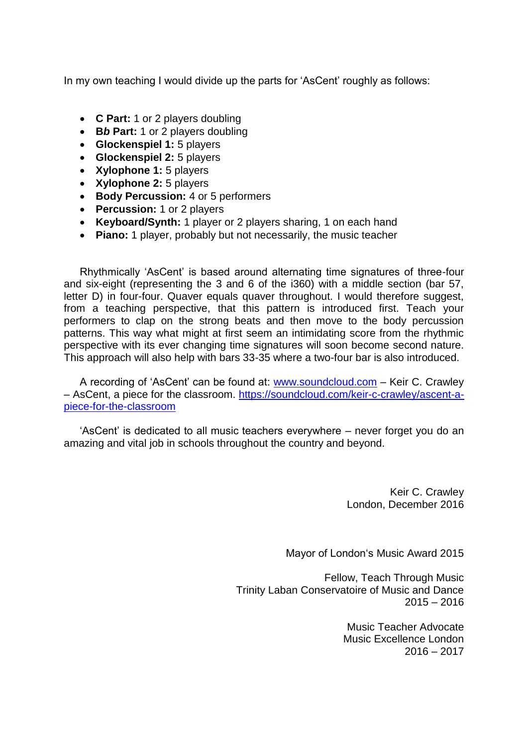In my own teaching I would divide up the parts for 'AsCent' roughly as follows:

- **C Part:** 1 or 2 players doubling
- **B*b* Part:** 1 or 2 players doubling
- **Glockenspiel 1:** 5 players
- **Glockenspiel 2:** 5 players
- **Xylophone 1:** 5 players
- **Xylophone 2:** 5 players
- **Body Percussion:** 4 or 5 performers
- **Percussion:** 1 or 2 players
- **Keyboard/Synth:** 1 player or 2 players sharing, 1 on each hand
- **Piano:** 1 player, probably but not necessarily, the music teacher

Rhythmically 'AsCent' is based around alternating time signatures of three-four and six-eight (representing the 3 and 6 of the i360) with a middle section (bar 57, letter D) in four-four. Quaver equals quaver throughout. I would therefore suggest, from a teaching perspective, that this pattern is introduced first. Teach your performers to clap on the strong beats and then move to the body percussion patterns. This way what might at first seem an intimidating score from the rhythmic perspective with its ever changing time signatures will soon become second nature. This approach will also help with bars 33-35 where a two-four bar is also introduced.

A recording of 'AsCent' can be found at: [www.soundcloud.com](http://www.soundcloud.com) – Keir C. Crawley – AsCent, a piece for the classroom. [https://soundcloud.com/keir-c-crawley/ascent-a-piece-for-the-classroom](https://soundcloud.com/keir-c-crawley/ascent-a-piece-for-the-classroom)

'AsCent' is dedicated to all music teachers everywhere – never forget you do an amazing and vital job in schools throughout the country and beyond.

Keir C. Crawley
London, December 2016

Mayor of London's Music Award 2015

Fellow, Teach Through Music
Trinity Laban Conservatoire of Music and Dance
2015 – 2016

Music Teacher Advocate
Music Excellence London
2016 – 2017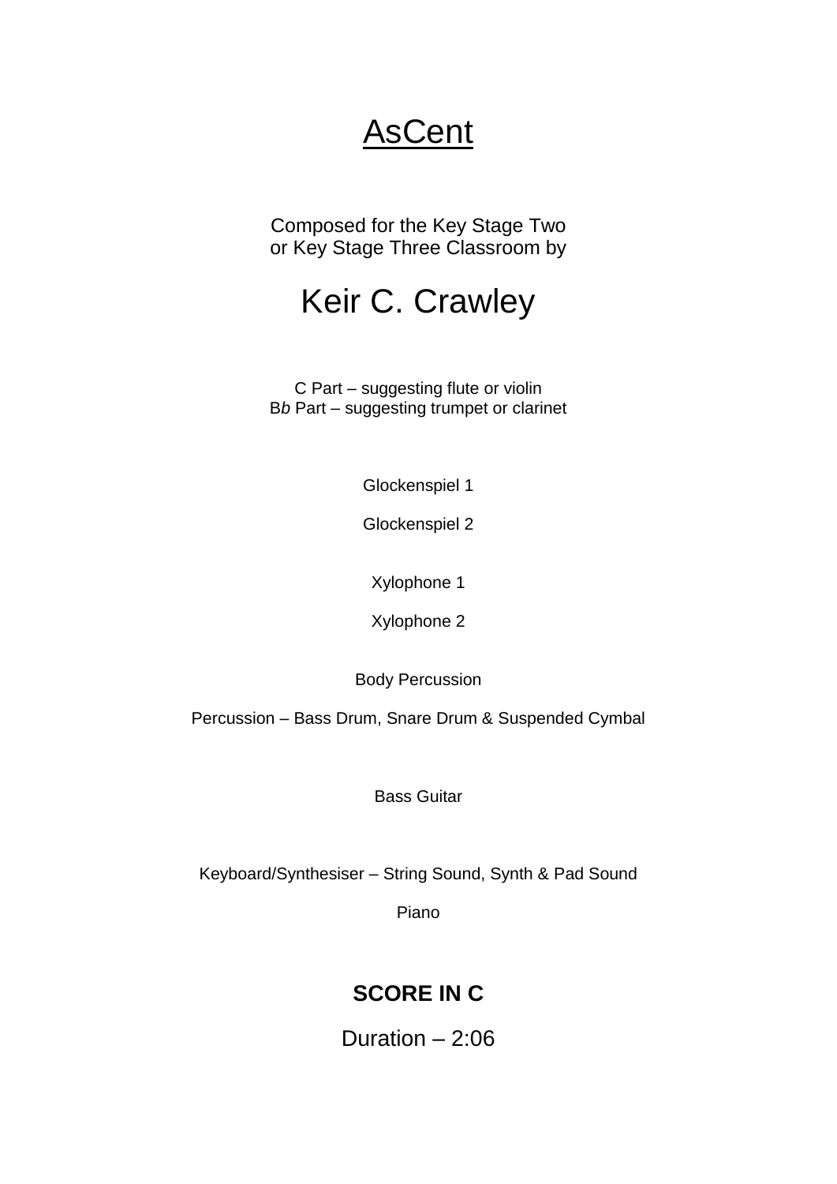# <u>AsCent</u>

Composed for the Key Stage Two
or Key Stage Three Classroom by

## Keir C. Crawley

C Part – suggesting flute or violin
B*b* Part – suggesting trumpet or clarinet

Glockenspiel 1

Glockenspiel 2

Xylophone 1

Xylophone 2

Body Percussion

Percussion – Bass Drum, Snare Drum & Suspended Cymbal

Bass Guitar

Keyboard/Synthesiser – String Sound, Synth & Pad Sound

Piano

**SCORE IN C**

Duration – 2:06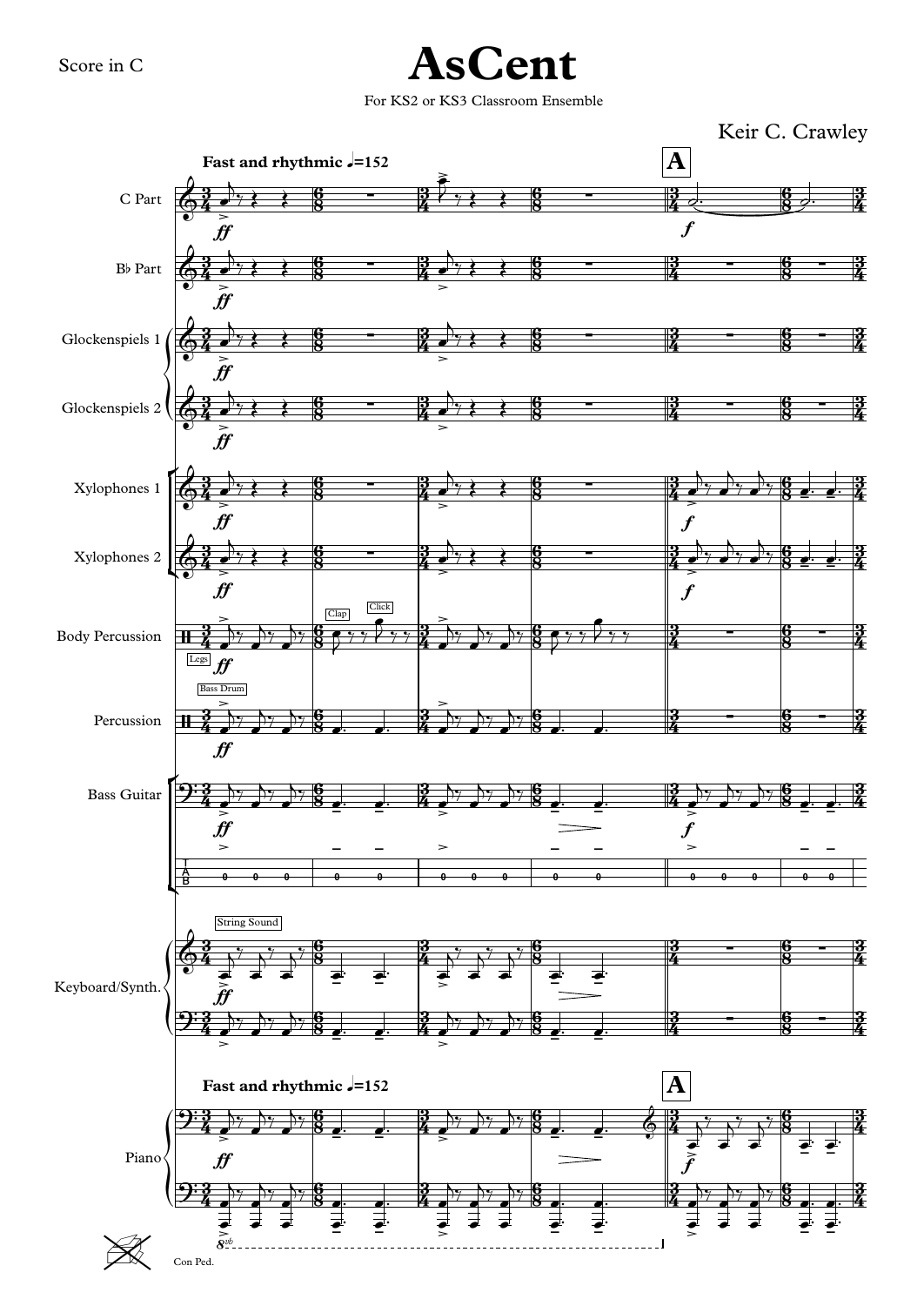Score in C

# AsCent

For KS2 or KS3 Classroom Ensemble

Keir C. Crawley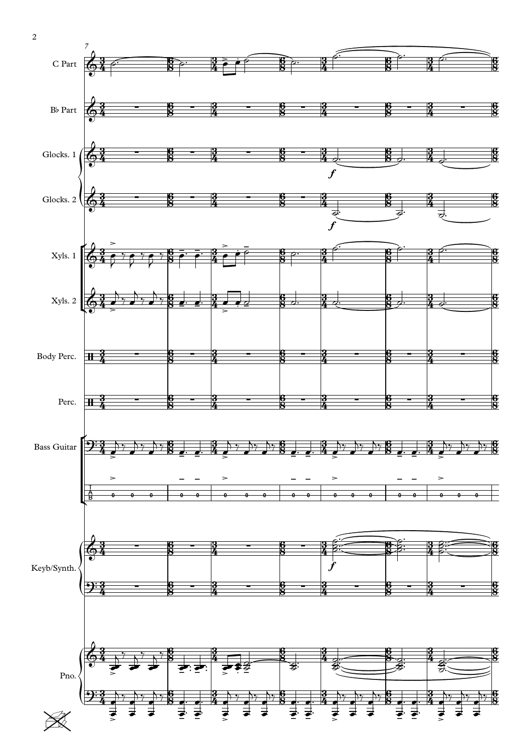C Part

B♭ Part

Glocks. 1

Glocks. 2

Xyls. 1

Xyls. 2

Body Perc.

Perc.

Bass Guitar

Keyb/Synth.

Pno.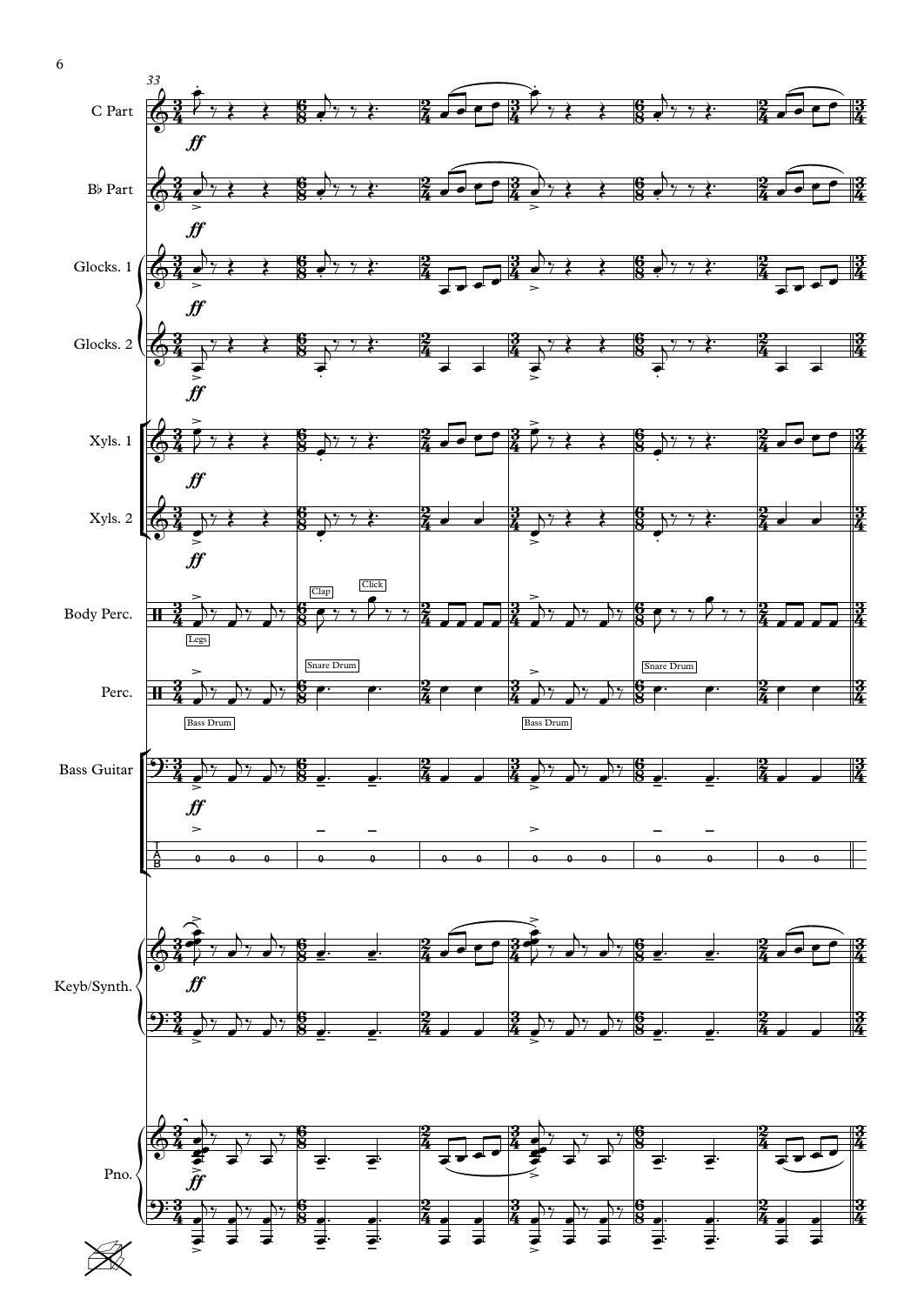33

C Part

B♭ Part

Glocks. 1

Glocks. 2

Xyls. 1

Xyls. 2

Body Perc. — Legs, Clap, Click

Perc. — Bass Drum, Snare Drum

Bass Guitar

Keyb/Synth.

Pno.

*ff*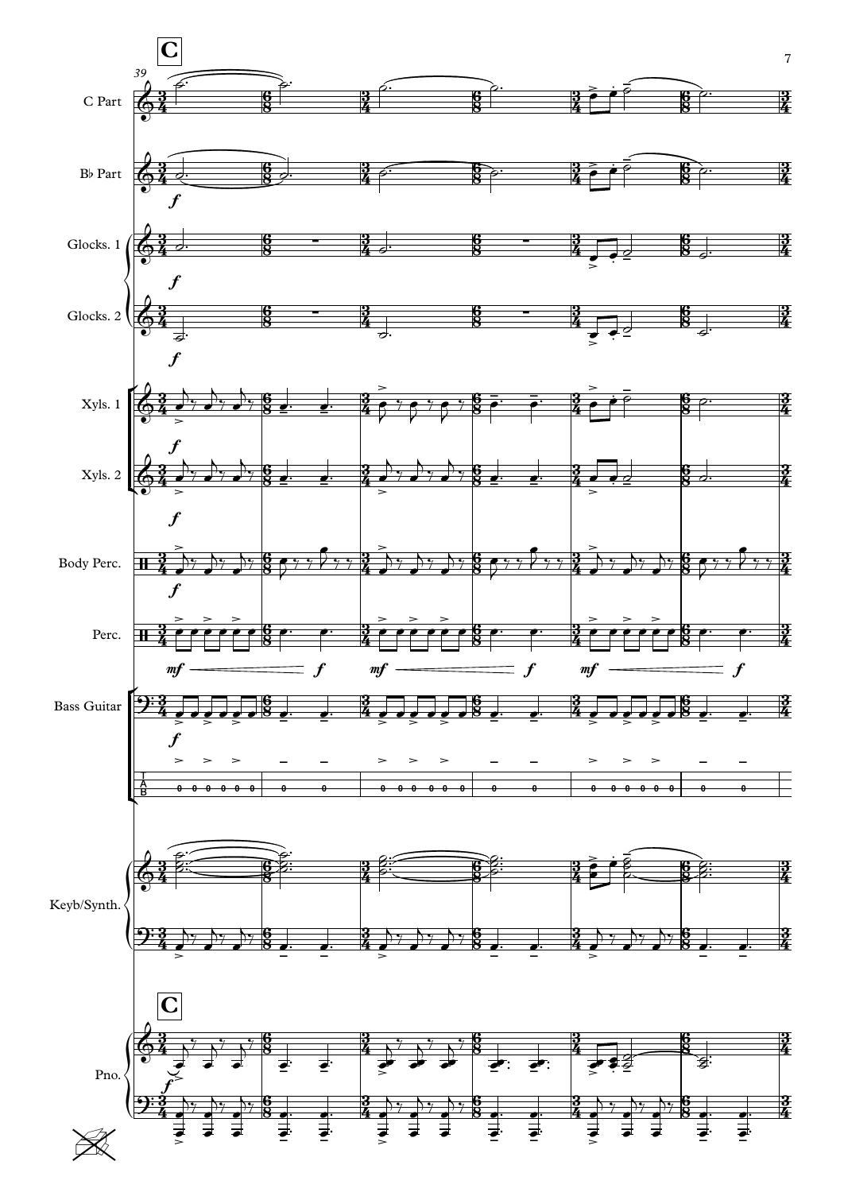**C**

39

C Part

B♭ Part

Glocks. 1

Glocks. 2

Xyls. 1

Xyls. 2

Body Perc.

Perc.

Bass Guitar

Keyb/Synth.

**C**

Pno.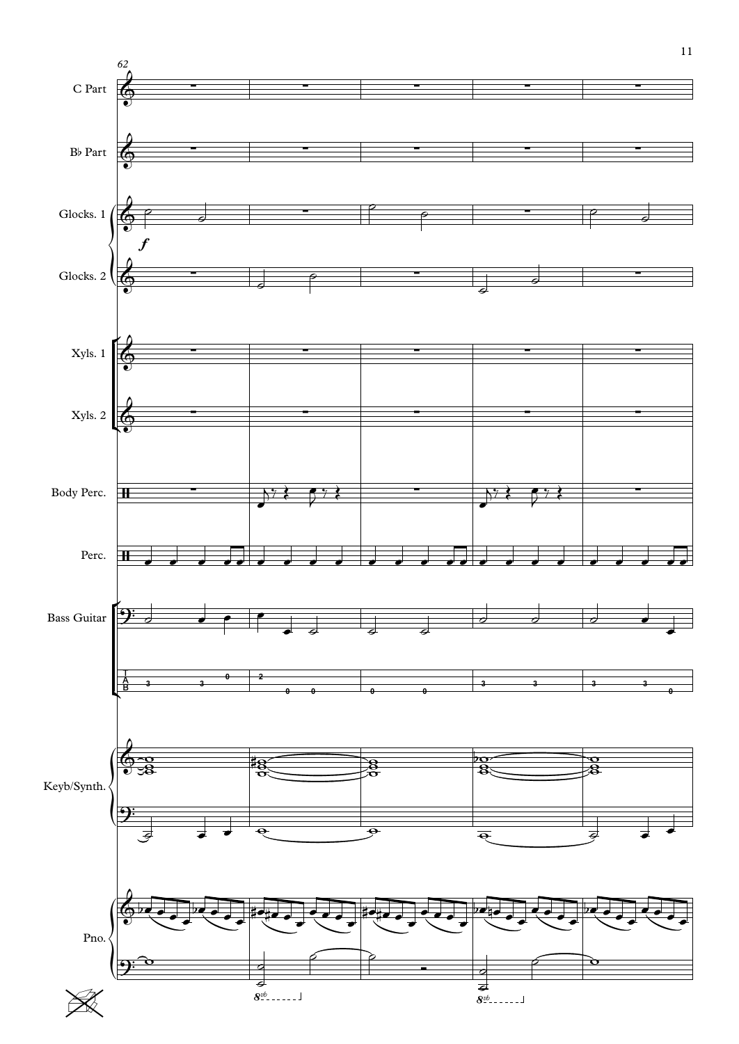62

C Part

B♭ Part

Glocks. 1

Glocks. 2

Xyls. 1

Xyls. 2

Body Perc.

Perc.

Bass Guitar

Keyb/Synth.

Pno.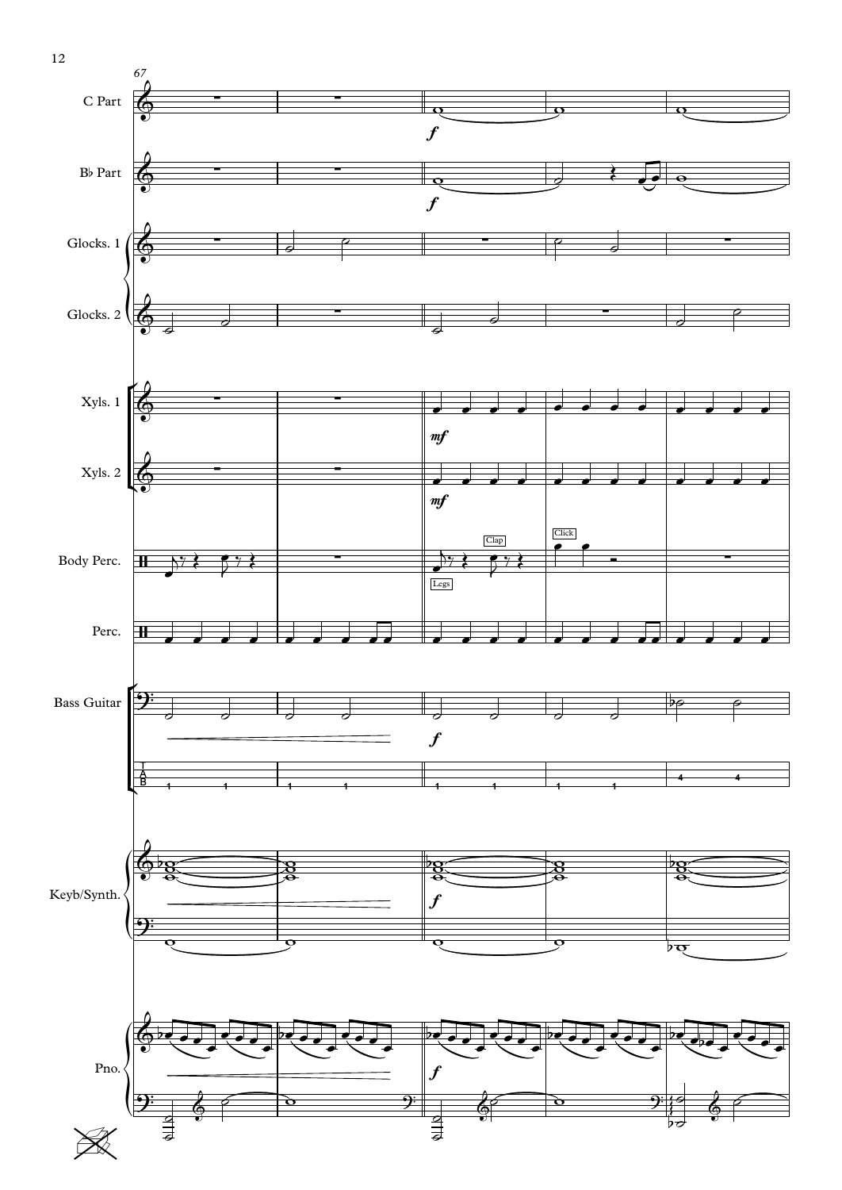C Part

B♭ Part

Glocks. 1

Glocks. 2

Xyls. 1

Xyls. 2

Body Perc.

Clap

Click

Legs

Perc.

Bass Guitar

Keyb/Synth.

Pno.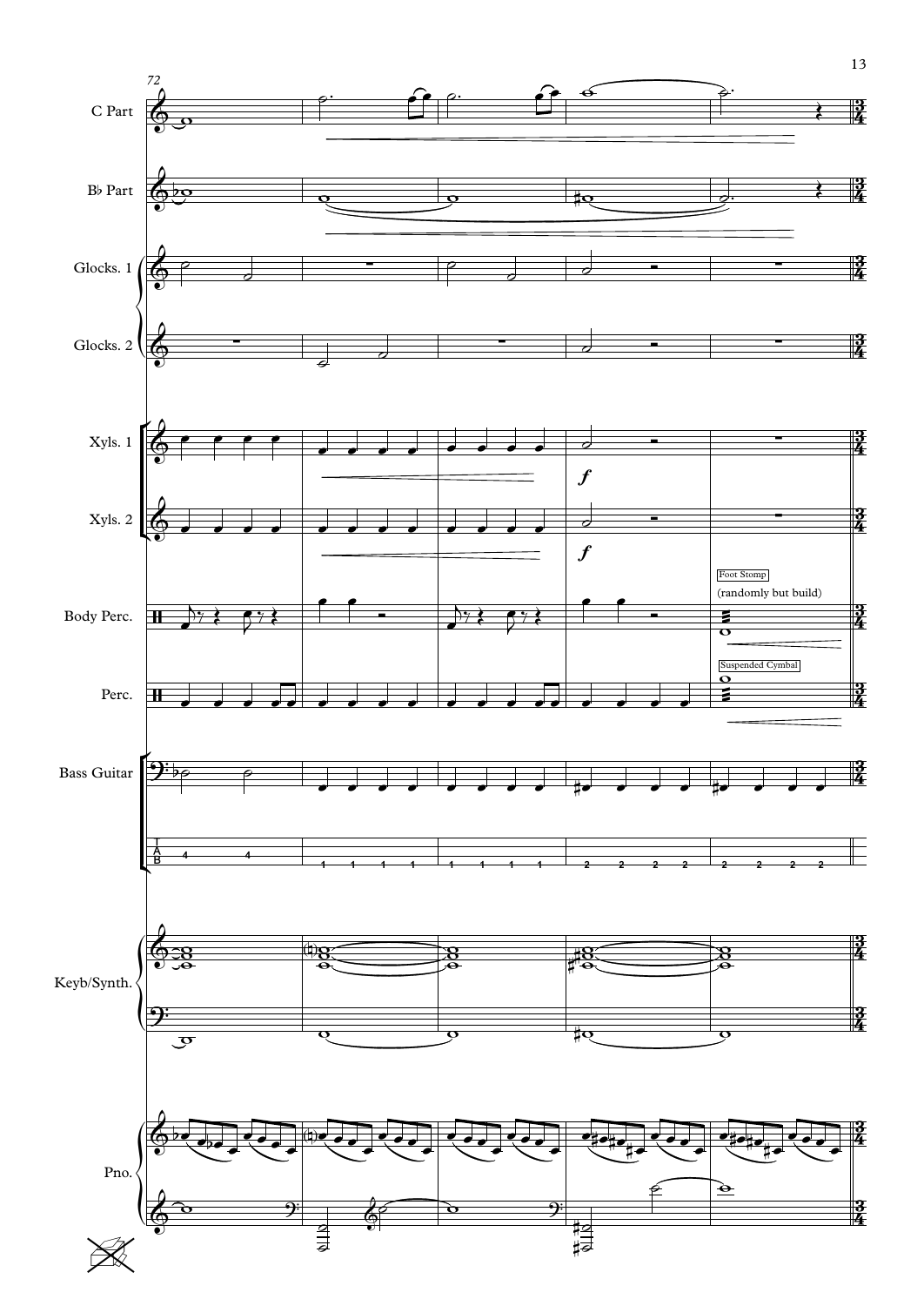72

C Part

B♭ Part

Glocks. 1

Glocks. 2

Xyls. 1

Xyls. 2

Body Perc.

Foot Stomp

(randomly but build)

Perc.

Suspended Cymbal

Bass Guitar

Keyb/Synth.

Pno.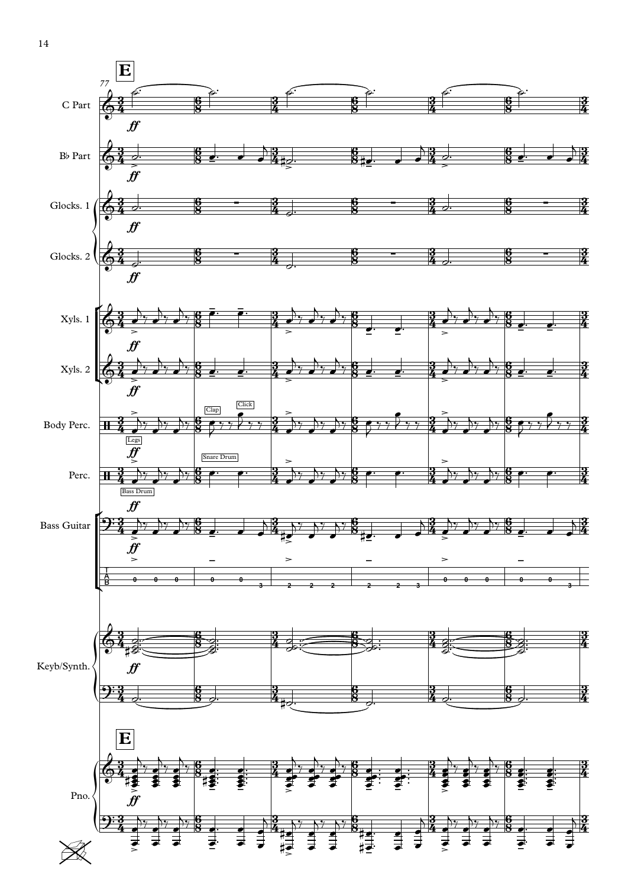**E**

77

C Part

B♭ Part

Glocks. 1

Glocks. 2

Xyls. 1

Xyls. 2

Body Perc.

Clap

Click

Legs

Perc.

Snare Drum

Bass Drum

Bass Guitar

Keyb/Synth.

**E**

Pno.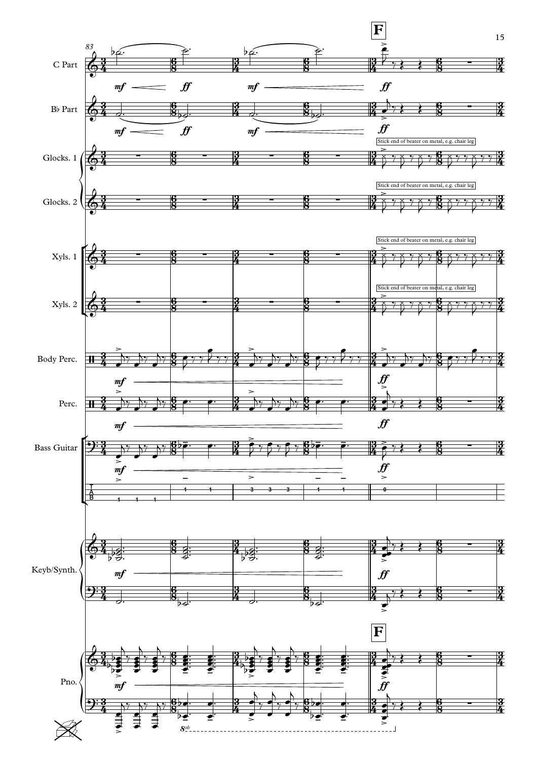**F**

C Part

B♭ Part

Glocks. 1

Glocks. 2

Xyls. 1

Xyls. 2

Body Perc.

Perc.

Bass Guitar

Keyb/Synth.

Pno.

Stick end of beater on metal, e.g. chair leg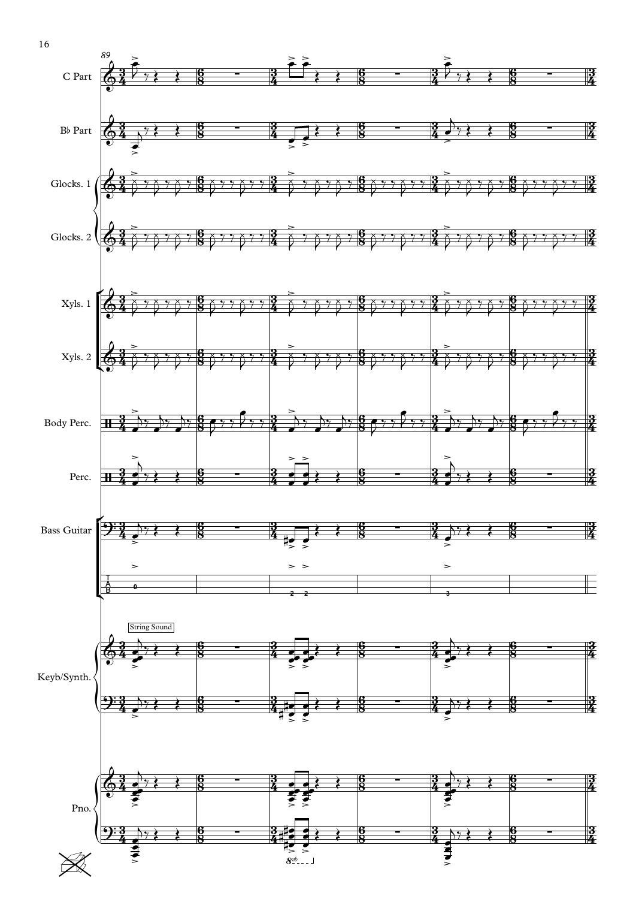89

C Part

B♭ Part

Glocks. 1

Glocks. 2

Xyls. 1

Xyls. 2

Body Perc.

Perc.

Bass Guitar

String Sound

Keyb/Synth.

Pno.

8vb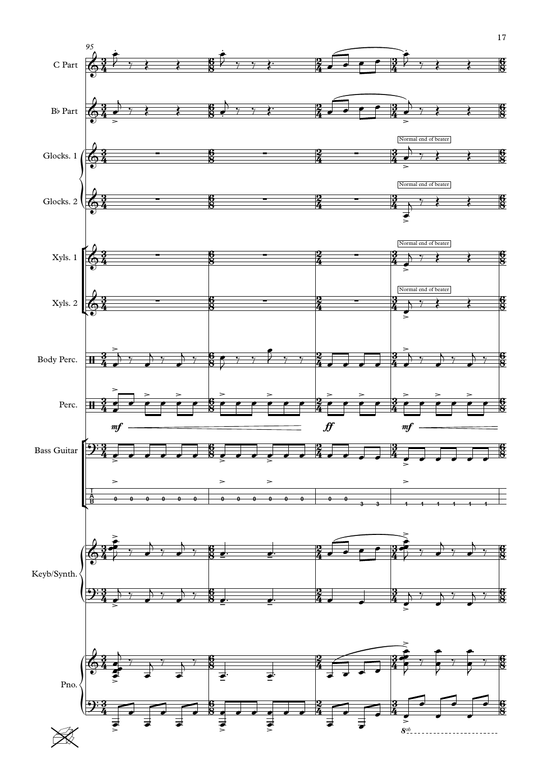C Part

B♭ Part

Glocks. 1

Glocks. 2

Xyls. 1

Xyls. 2

Body Perc.

Perc.

Bass Guitar

Keyb/Synth.

Pno.

Normal end of beater

*mf* *ff* *mf*

$8^{vb}$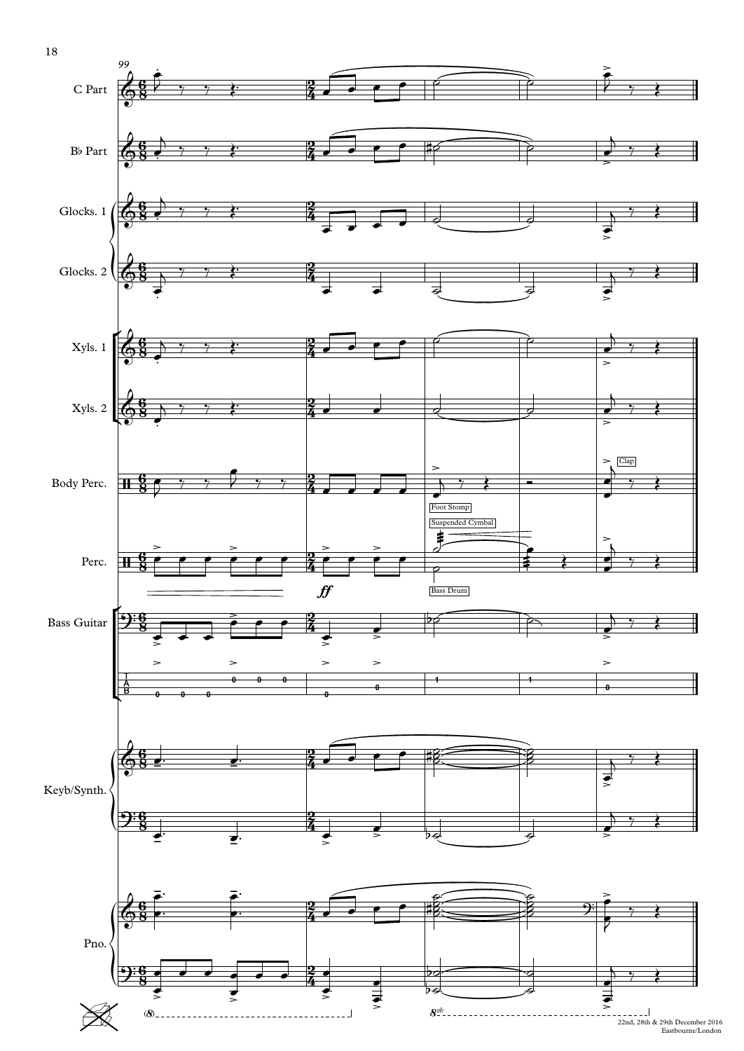22nd, 28th & 29th December 2016
Eastbourne/London